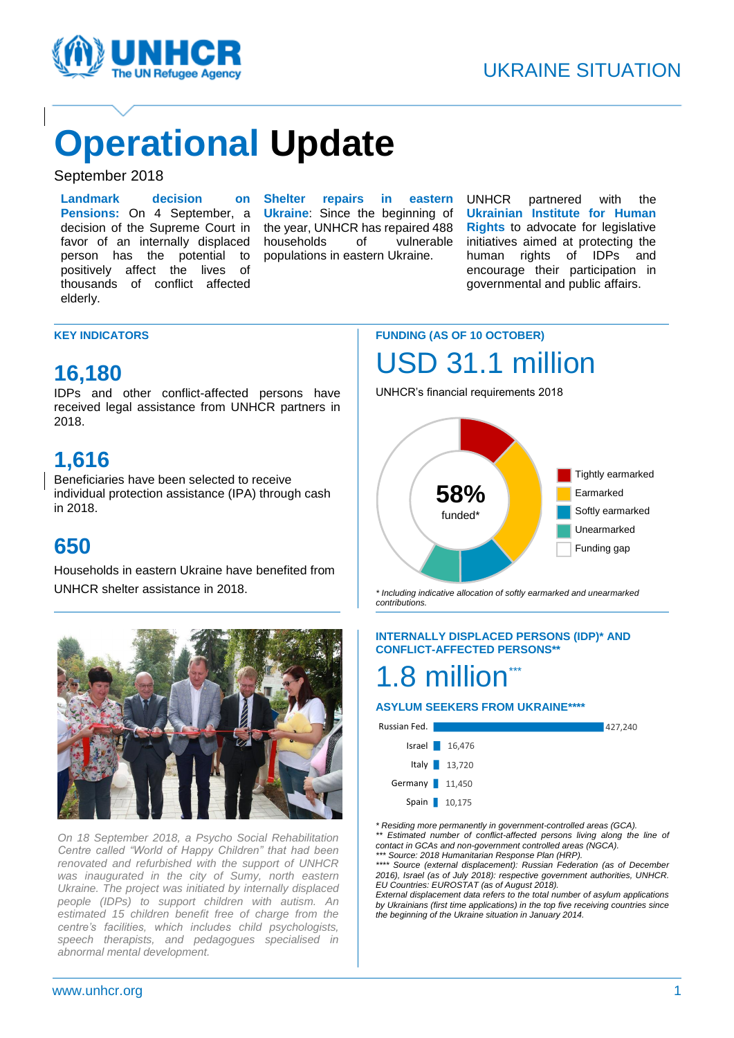UKRAINE SITUATION

# **Operational** Update

September 2018

**Landmark decision on Pensions:** On 4 September, a decision of the Supreme Court in favor of an internally displaced person has the potential to positively affect the lives of thousands of conflict affected elderly.

**Shelter repairs in eastern Ukraine**: Since the beginning of the year, UNHCR has repaired 488 households of vulnerable populations in eastern Ukraine.

UNHCR partnered with the **Ukrainian Institute for Human Rights** to advocate for legislative initiatives aimed at protecting the human rights of IDPs and encourage their participation in governmental and public affairs.

## KEY INDICATORS

### 16,180

IDPs and other conflict-affected persons have received legal assistance from UNHCR partners in 2018.

### 1,616

Beneficiaries have been selected to receive individual protection assistance (IPA) through cash in 2018.

### 650

Households in eastern Ukraine have benefited from UNHCR shelter assistance in 2018.

*On 18 September 2018, a Psycho Social Rehabilitation Centre called "World of Happy Children" that had been renovated and refurbished with the support of UNHCR was inaugurated in the city of Sumy, north eastern Ukraine. The project was initiated by internally displaced people (IDPs) to support children with autism. An estimated 15 children benefit free of charge from the centre's facilities, which includes child psychologists, speech therapists, and pedagogues specialised in abnormal mental development.*

## FUNDING (AS OF 10 OCTOBER)

### USD 31.1 million

UNHCR's financial requirements 2018

58% funded*

- Tightly earmarked
- Earmarked
- Softly earmarked
- Unearmarked
- Funding gap

*\* Including indicative allocation of softly earmarked and unearmarked contributions.*

## INTERNALLY DISPLACED PERSONS (IDP)* AND CONFLICT-AFFECTED PERSONS**

### 1.8 million***

## ASYLUM SEEKERS FROM UKRAINE****

| Country | Asylum seekers |
|---|---|
| Russian Fed. | 427,240 |
| Israel | 16,476 |
| Italy | 13,720 |
| Germany | 11,450 |
| Spain | 10,175 |

*\* Residing more permanently in government-controlled areas (GCA).*
*\*\* Estimated number of conflict-affected persons living along the line of contact in GCAs and non-government controlled areas (NGCA).*
*\*\*\* Source: 2018 Humanitarian Response Plan (HRP).*
*\*\*\*\* Source (external displacement): Russian Federation (as of December 2016), Israel (as of July 2018): respective government authorities, UNHCR. EU Countries: EUROSTAT (as of August 2018).*
*External displacement data refers to the total number of asylum applications by Ukrainians (first time applications) in the top five receiving countries since the beginning of the Ukraine situation in January 2014.*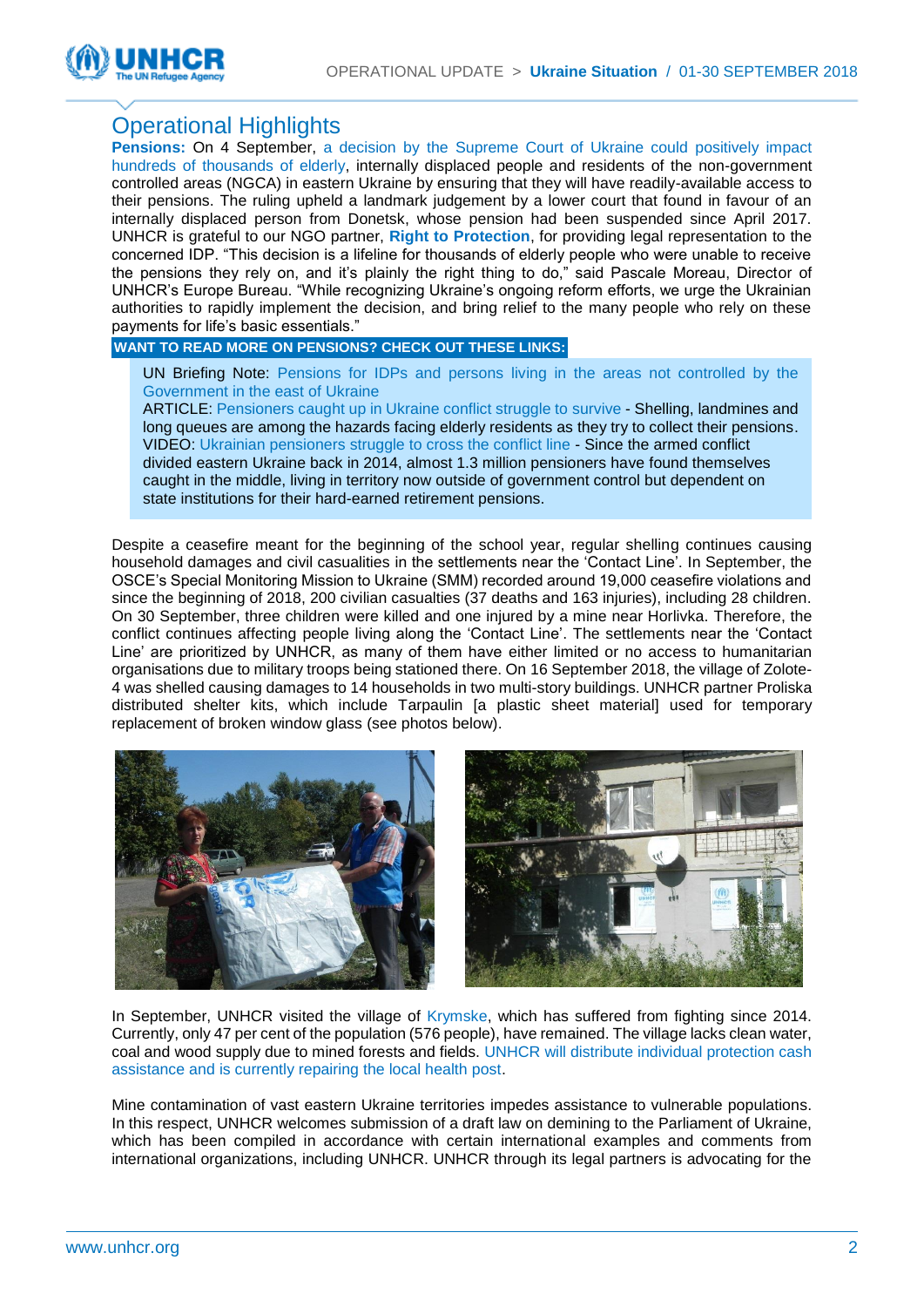## Operational Highlights

**Pensions:** On 4 September, a decision by the Supreme Court of Ukraine could positively impact hundreds of thousands of elderly, internally displaced people and residents of the non-government controlled areas (NGCA) in eastern Ukraine by ensuring that they will have readily-available access to their pensions. The ruling upheld a landmark judgement by a lower court that found in favour of an internally displaced person from Donetsk, whose pension had been suspended since April 2017. UNHCR is grateful to our NGO partner, **Right to Protection**, for providing legal representation to the concerned IDP. "This decision is a lifeline for thousands of elderly people who were unable to receive the pensions they rely on, and it's plainly the right thing to do," said Pascale Moreau, Director of UNHCR's Europe Bureau. "While recognizing Ukraine's ongoing reform efforts, we urge the Ukrainian authorities to rapidly implement the decision, and bring relief to the many people who rely on these payments for life's basic essentials."

**WANT TO READ MORE ON PENSIONS? CHECK OUT THESE LINKS:**

UN Briefing Note: Pensions for IDPs and persons living in the areas not controlled by the Government in the east of Ukraine
ARTICLE: Pensioners caught up in Ukraine conflict struggle to survive - Shelling, landmines and long queues are among the hazards facing elderly residents as they try to collect their pensions.
VIDEO: Ukrainian pensioners struggle to cross the conflict line - Since the armed conflict divided eastern Ukraine back in 2014, almost 1.3 million pensioners have found themselves caught in the middle, living in territory now outside of government control but dependent on state institutions for their hard-earned retirement pensions.

Despite a ceasefire meant for the beginning of the school year, regular shelling continues causing household damages and civil casualities in the settlements near the 'Contact Line'. In September, the OSCE's Special Monitoring Mission to Ukraine (SMM) recorded around 19,000 ceasefire violations and since the beginning of 2018, 200 civilian casualties (37 deaths and 163 injuries), including 28 children. On 30 September, three children were killed and one injured by a mine near Horlivka. Therefore, the conflict continues affecting people living along the 'Contact Line'. The settlements near the 'Contact Line' are prioritized by UNHCR, as many of them have either limited or no access to humanitarian organisations due to military troops being stationed there. On 16 September 2018, the village of Zolote-4 was shelled causing damages to 14 households in two multi-story buildings. UNHCR partner Proliska distributed shelter kits, which include Tarpaulin [a plastic sheet material] used for temporary replacement of broken window glass (see photos below).

In September, UNHCR visited the village of Krymske, which has suffered from fighting since 2014. Currently, only 47 per cent of the population (576 people), have remained. The village lacks clean water, coal and wood supply due to mined forests and fields. UNHCR will distribute individual protection cash assistance and is currently repairing the local health post.

Mine contamination of vast eastern Ukraine territories impedes assistance to vulnerable populations. In this respect, UNHCR welcomes submission of a draft law on demining to the Parliament of Ukraine, which has been compiled in accordance with certain international examples and comments from international organizations, including UNHCR. UNHCR through its legal partners is advocating for the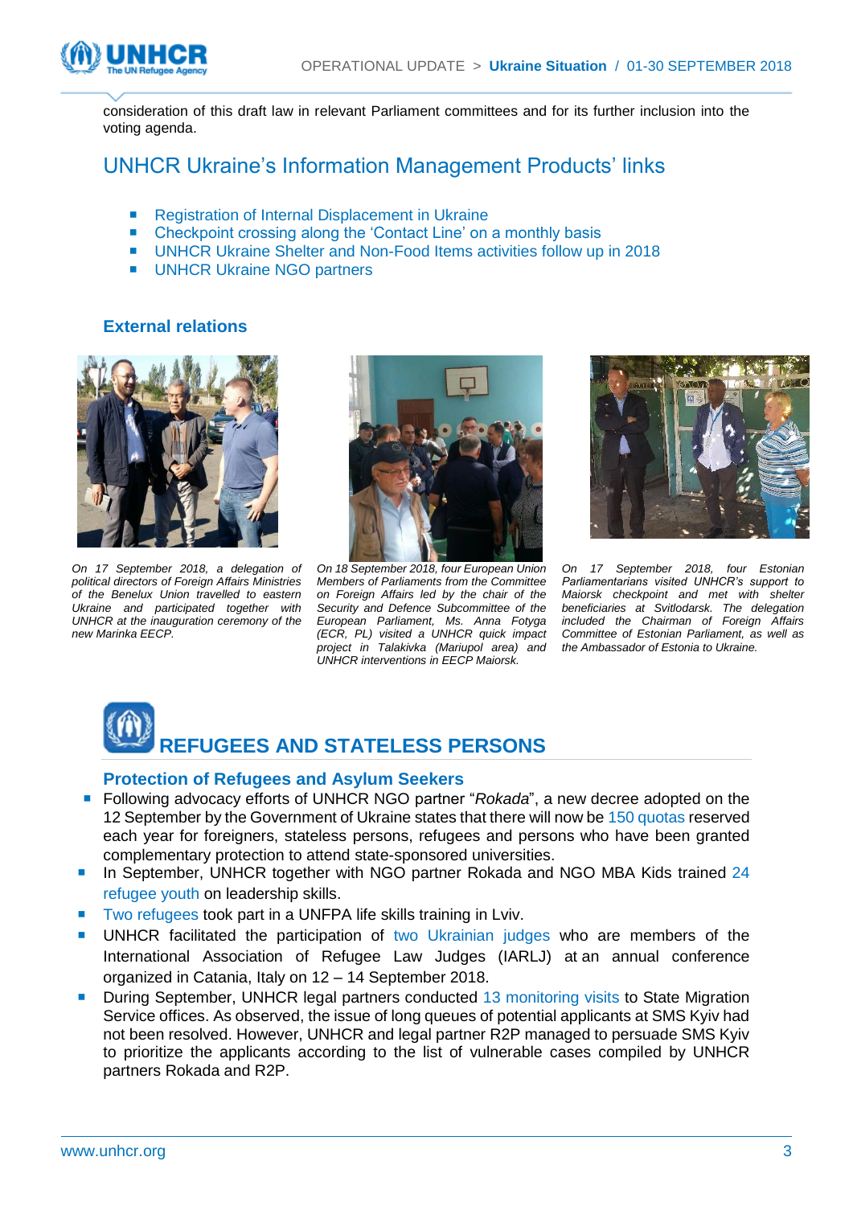consideration of this draft law in relevant Parliament committees and for its further inclusion into the voting agenda.

## UNHCR Ukraine's Information Management Products' links

- Registration of Internal Displacement in Ukraine
- Checkpoint crossing along the 'Contact Line' on a monthly basis
- UNHCR Ukraine Shelter and Non-Food Items activities follow up in 2018
- UNHCR Ukraine NGO partners

### External relations

*On 17 September 2018, a delegation of political directors of Foreign Affairs Ministries of the Benelux Union travelled to eastern Ukraine and participated together with UNHCR at the inauguration ceremony of the new Marinka EECP.*

*On 18 September 2018, four European Union Members of Parliaments from the Committee on Foreign Affairs led by the chair of the Security and Defence Subcommittee of the European Parliament, Ms. Anna Fotyga (ECR, PL) visited a UNHCR quick impact project in Talakivka (Mariupol area) and UNHCR interventions in EECP Maiorsk.*

*On 17 September 2018, four Estonian Parliamentarians visited UNHCR's support to Maiorsk checkpoint and met with shelter beneficiaries at Svitlodarsk. The delegation included the Chairman of Foreign Affairs Committee of Estonian Parliament, as well as the Ambassador of Estonia to Ukraine.*

# REFUGEES AND STATELESS PERSONS

### Protection of Refugees and Asylum Seekers

- Following advocacy efforts of UNHCR NGO partner "*Rokada*", a new decree adopted on the 12 September by the Government of Ukraine states that there will now be 150 quotas reserved each year for foreigners, stateless persons, refugees and persons who have been granted complementary protection to attend state-sponsored universities.
- In September, UNHCR together with NGO partner Rokada and NGO MBA Kids trained 24 refugee youth on leadership skills.
- Two refugees took part in a UNFPA life skills training in Lviv.
- UNHCR facilitated the participation of two Ukrainian judges who are members of the International Association of Refugee Law Judges (IARLJ) at an annual conference organized in Catania, Italy on 12 – 14 September 2018.
- During September, UNHCR legal partners conducted 13 monitoring visits to State Migration Service offices. As observed, the issue of long queues of potential applicants at SMS Kyiv had not been resolved. However, UNHCR and legal partner R2P managed to persuade SMS Kyiv to prioritize the applicants according to the list of vulnerable cases compiled by UNHCR partners Rokada and R2P.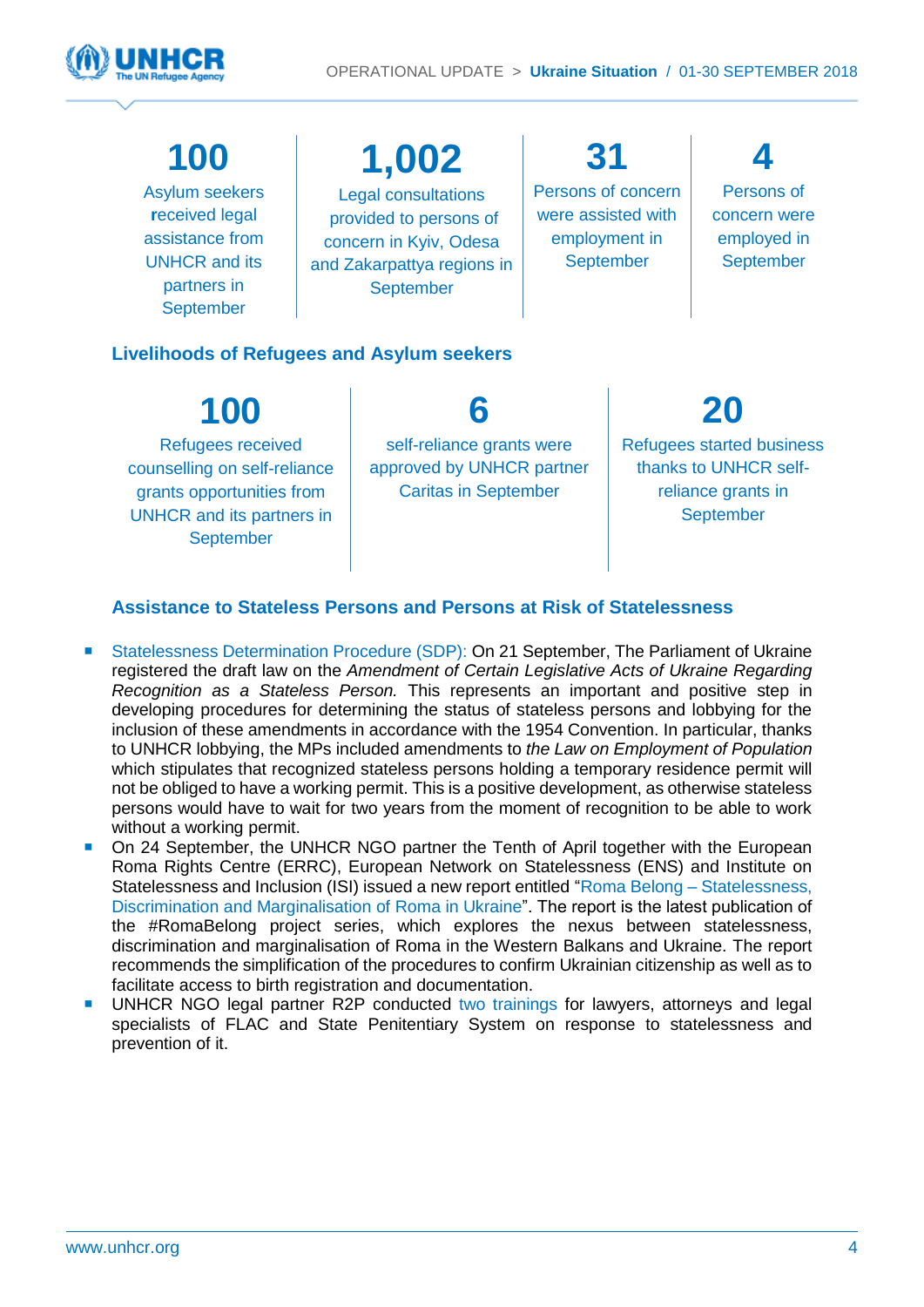**100**
Asylum seekers received legal assistance from UNHCR and its partners in September

**1,002**
Legal consultations provided to persons of concern in Kyiv, Odesa and Zakarpattya regions in September

**31**
Persons of concern were assisted with employment in September

**4**
Persons of concern were employed in September

## Livelihoods of Refugees and Asylum seekers

**100**
Refugees received counselling on self-reliance grants opportunities from UNHCR and its partners in September

**6**
self-reliance grants were approved by UNHCR partner Caritas in September

**20**
Refugees started business thanks to UNHCR self-reliance grants in September

## Assistance to Stateless Persons and Persons at Risk of Statelessness

- Statelessness Determination Procedure (SDP): On 21 September, The Parliament of Ukraine registered the draft law on the *Amendment of Certain Legislative Acts of Ukraine Regarding Recognition as a Stateless Person.* This represents an important and positive step in developing procedures for determining the status of stateless persons and lobbying for the inclusion of these amendments in accordance with the 1954 Convention. In particular, thanks to UNHCR lobbying, the MPs included amendments to *the Law on Employment of Population* which stipulates that recognized stateless persons holding a temporary residence permit will not be obliged to have a working permit. This is a positive development, as otherwise stateless persons would have to wait for two years from the moment of recognition to be able to work without a working permit.
- On 24 September, the UNHCR NGO partner the Tenth of April together with the European Roma Rights Centre (ERRC), European Network on Statelessness (ENS) and Institute on Statelessness and Inclusion (ISI) issued a new report entitled "Roma Belong – Statelessness, Discrimination and Marginalisation of Roma in Ukraine". The report is the latest publication of the #RomaBelong project series, which explores the nexus between statelessness, discrimination and marginalisation of Roma in the Western Balkans and Ukraine. The report recommends the simplification of the procedures to confirm Ukrainian citizenship as well as to facilitate access to birth registration and documentation.
- UNHCR NGO legal partner R2P conducted two trainings for lawyers, attorneys and legal specialists of FLAC and State Penitentiary System on response to statelessness and prevention of it.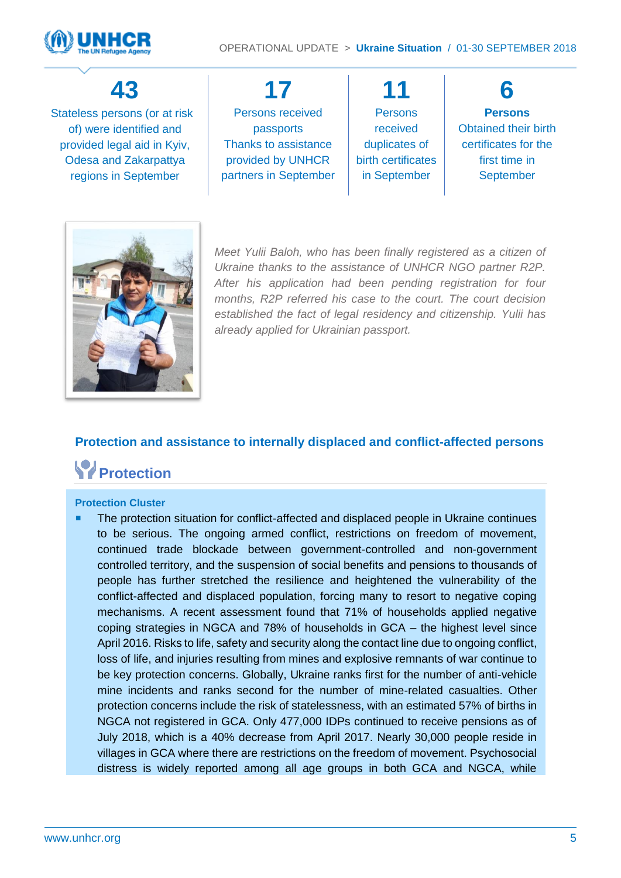**43**
Stateless persons (or at risk of) were identified and provided legal aid in Kyiv, Odesa and Zakarpattya regions in September

**17**
Persons received passports Thanks to assistance provided by UNHCR partners in September

**11**
Persons received duplicates of birth certificates in September

**6**
**Persons** Obtained their birth certificates for the first time in September

*Meet Yulii Baloh, who has been finally registered as a citizen of Ukraine thanks to the assistance of UNHCR NGO partner R2P. After his application had been pending registration for four months, R2P referred his case to the court. The court decision established the fact of legal residency and citizenship. Yulii has already applied for Ukrainian passport.*

## Protection and assistance to internally displaced and conflict-affected persons

## Protection

**Protection Cluster**

- The protection situation for conflict-affected and displaced people in Ukraine continues to be serious. The ongoing armed conflict, restrictions on freedom of movement, continued trade blockade between government-controlled and non-government controlled territory, and the suspension of social benefits and pensions to thousands of people has further stretched the resilience and heightened the vulnerability of the conflict-affected and displaced population, forcing many to resort to negative coping mechanisms. A recent assessment found that 71% of households applied negative coping strategies in NGCA and 78% of households in GCA – the highest level since April 2016. Risks to life, safety and security along the contact line due to ongoing conflict, loss of life, and injuries resulting from mines and explosive remnants of war continue to be key protection concerns. Globally, Ukraine ranks first for the number of anti-vehicle mine incidents and ranks second for the number of mine-related casualties. Other protection concerns include the risk of statelessness, with an estimated 57% of births in NGCA not registered in GCA. Only 477,000 IDPs continued to receive pensions as of July 2018, which is a 40% decrease from April 2017. Nearly 30,000 people reside in villages in GCA where there are restrictions on the freedom of movement. Psychosocial distress is widely reported among all age groups in both GCA and NGCA, while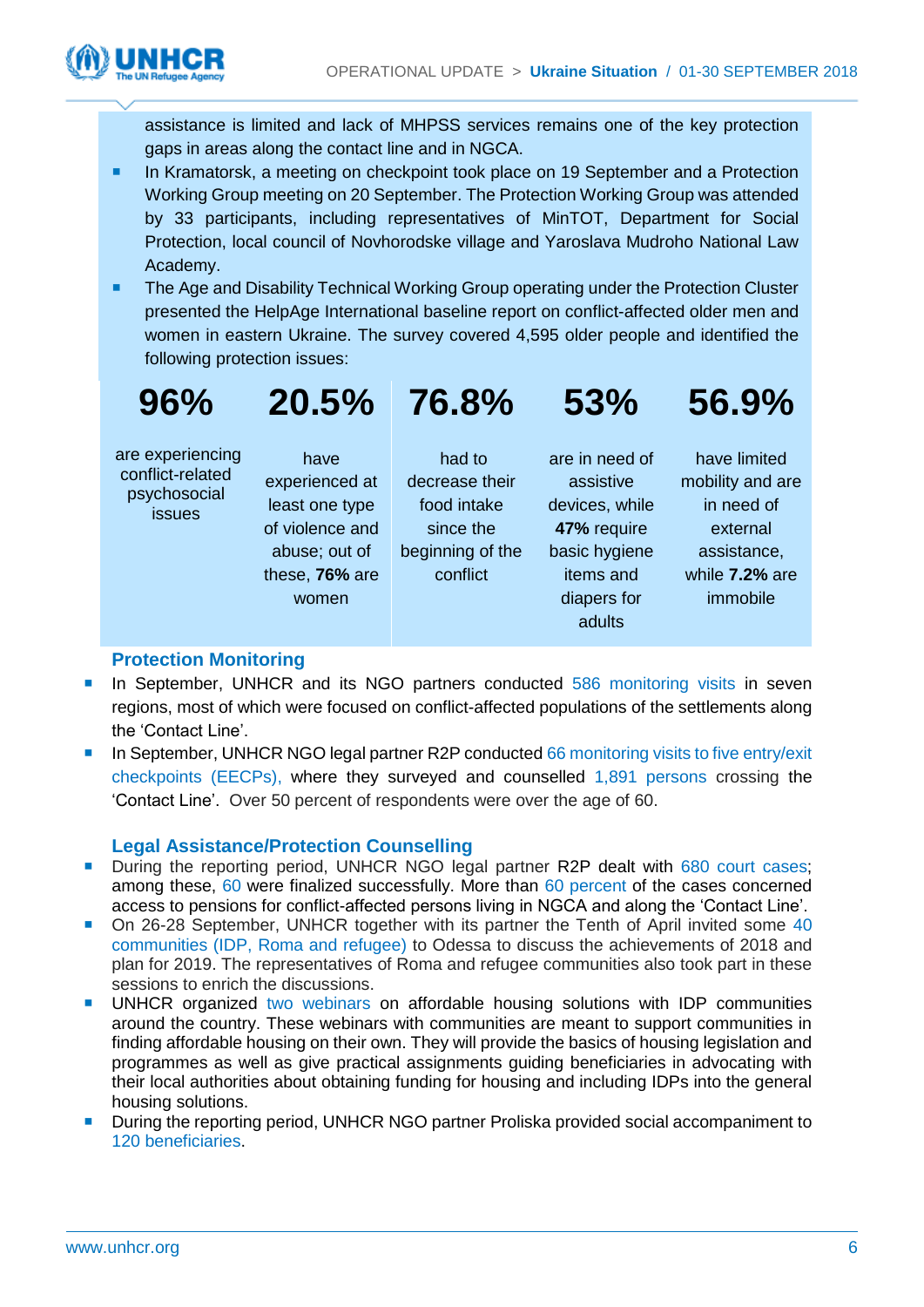assistance is limited and lack of MHPSS services remains one of the key protection gaps in areas along the contact line and in NGCA.

- In Kramatorsk, a meeting on checkpoint took place on 19 September and a Protection Working Group meeting on 20 September. The Protection Working Group was attended by 33 participants, including representatives of MinTOT, Department for Social Protection, local council of Novhorodske village and Yaroslava Mudroho National Law Academy.
- The Age and Disability Technical Working Group operating under the Protection Cluster presented the HelpAge International baseline report on conflict-affected older men and women in eastern Ukraine. The survey covered 4,595 older people and identified the following protection issues:

| 96% | 20.5% | 76.8% | 53% | 56.9% |
|---|---|---|---|---|
| are experiencing conflict-related psychosocial issues | have experienced at least one type of violence and abuse; out of these, **76%** are women | had to decrease their food intake since the beginning of the conflict | are in need of assistive devices, while **47%** require basic hygiene items and diapers for adults | have limited mobility and are in need of external assistance, while **7.2%** are immobile |

### Protection Monitoring

- In September, UNHCR and its NGO partners conducted 586 monitoring visits in seven regions, most of which were focused on conflict-affected populations of the settlements along the 'Contact Line'.
- In September, UNHCR NGO legal partner R2P conducted 66 monitoring visits to five entry/exit checkpoints (EECPs), where they surveyed and counselled 1,891 persons crossing the 'Contact Line'. Over 50 percent of respondents were over the age of 60.

### Legal Assistance/Protection Counselling

- During the reporting period, UNHCR NGO legal partner R2P dealt with 680 court cases; among these, 60 were finalized successfully. More than 60 percent of the cases concerned access to pensions for conflict-affected persons living in NGCA and along the 'Contact Line'.
- On 26-28 September, UNHCR together with its partner the Tenth of April invited some 40 communities (IDP, Roma and refugee) to Odessa to discuss the achievements of 2018 and plan for 2019. The representatives of Roma and refugee communities also took part in these sessions to enrich the discussions.
- UNHCR organized two webinars on affordable housing solutions with IDP communities around the country. These webinars with communities are meant to support communities in finding affordable housing on their own. They will provide the basics of housing legislation and programmes as well as give practical assignments guiding beneficiaries in advocating with their local authorities about obtaining funding for housing and including IDPs into the general housing solutions.
- During the reporting period, UNHCR NGO partner Proliska provided social accompaniment to 120 beneficiaries.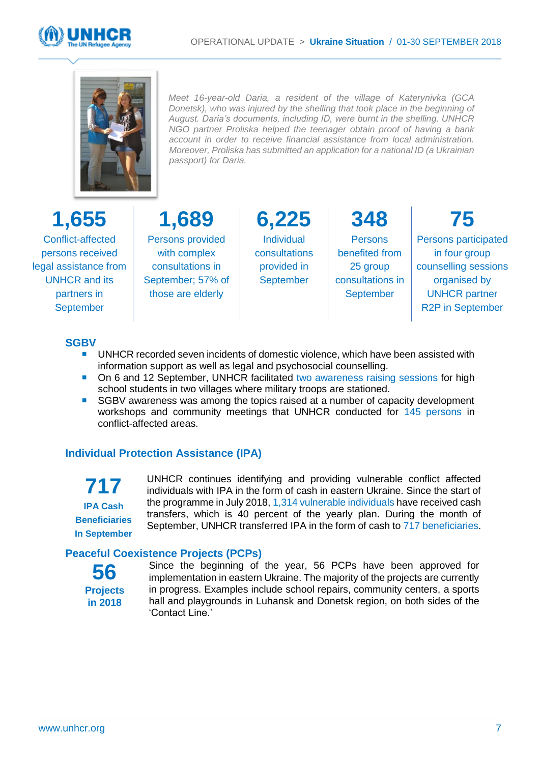*Meet 16-year-old Daria, a resident of the village of Katerynivka (GCA Donetsk), who was injured by the shelling that took place in the beginning of August. Daria's documents, including ID, were burnt in the shelling. UNHCR NGO partner Proliska helped the teenager obtain proof of having a bank account in order to receive financial assistance from local administration. Moreover, Proliska has submitted an application for a national ID (a Ukrainian passport) for Daria.*

| 1,655 | 1,689 | 6,225 | 348 | 75 |
|---|---|---|---|---|
| Conflict-affected persons received legal assistance from UNHCR and its partners in September | Persons provided with complex consultations in September; 57% of those are elderly | Individual consultations provided in September | Persons benefited from 25 group consultations in September | Persons participated in four group counselling sessions organised by UNHCR partner R2P in September |

## SGBV

- UNHCR recorded seven incidents of domestic violence, which have been assisted with information support as well as legal and psychosocial counselling.
- On 6 and 12 September, UNHCR facilitated two awareness raising sessions for high school students in two villages where military troops are stationed.
- SGBV awareness was among the topics raised at a number of capacity development workshops and community meetings that UNHCR conducted for 145 persons in conflict-affected areas.

## Individual Protection Assistance (IPA)

**717**
**IPA Cash Beneficiaries In September**

UNHCR continues identifying and providing vulnerable conflict affected individuals with IPA in the form of cash in eastern Ukraine. Since the start of the programme in July 2018, 1,314 vulnerable individuals have received cash transfers, which is 40 percent of the yearly plan. During the month of September, UNHCR transferred IPA in the form of cash to 717 beneficiaries.

## Peaceful Coexistence Projects (PCPs)

**56**
**Projects in 2018**

Since the beginning of the year, 56 PCPs have been approved for implementation in eastern Ukraine. The majority of the projects are currently in progress. Examples include school repairs, community centers, a sports hall and playgrounds in Luhansk and Donetsk region, on both sides of the 'Contact Line.'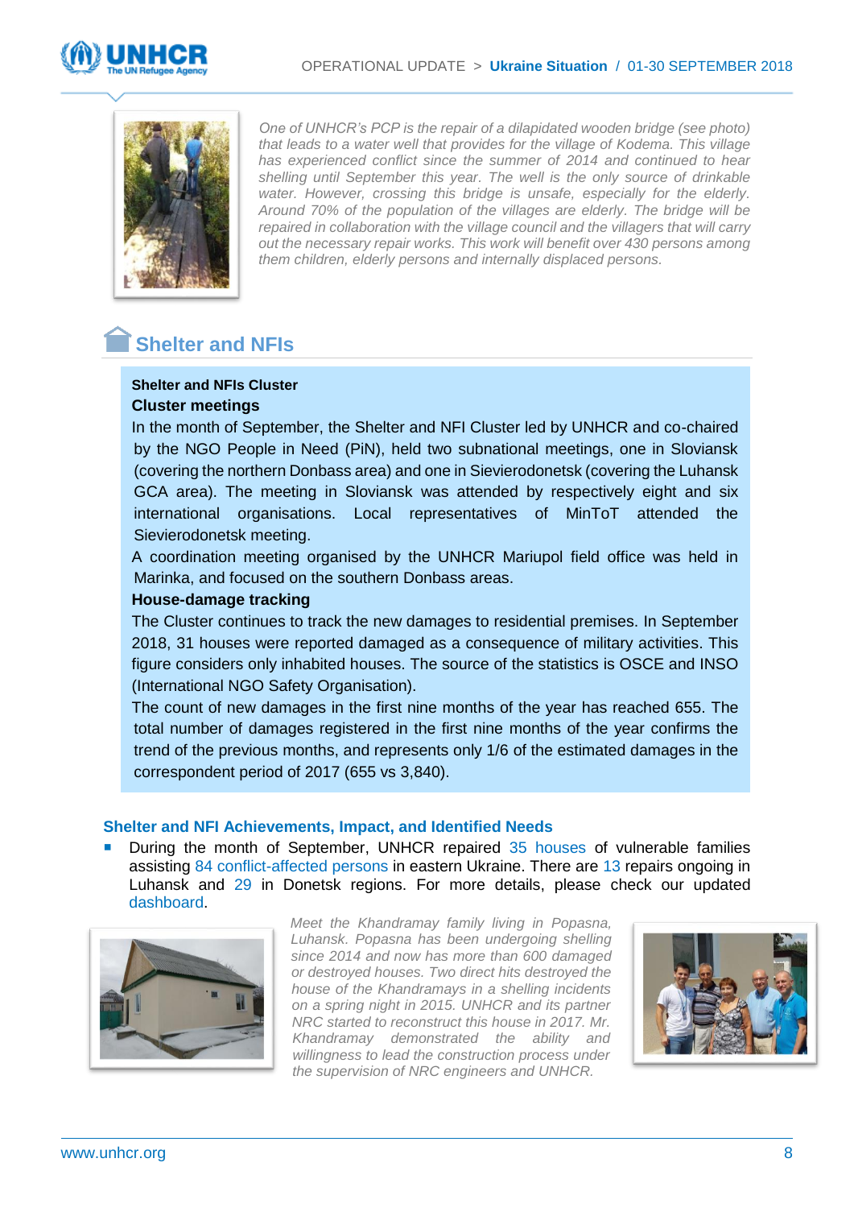*One of UNHCR's PCP is the repair of a dilapidated wooden bridge (see photo) that leads to a water well that provides for the village of Kodema. This village has experienced conflict since the summer of 2014 and continued to hear shelling until September this year. The well is the only source of drinkable water. However, crossing this bridge is unsafe, especially for the elderly. Around 70% of the population of the villages are elderly. The bridge will be repaired in collaboration with the village council and the villagers that will carry out the necessary repair works. This work will benefit over 430 persons among them children, elderly persons and internally displaced persons.*

## Shelter and NFIs

**Shelter and NFIs Cluster**

**Cluster meetings**

In the month of September, the Shelter and NFI Cluster led by UNHCR and co-chaired by the NGO People in Need (PiN), held two subnational meetings, one in Sloviansk (covering the northern Donbass area) and one in Sievierodonetsk (covering the Luhansk GCA area). The meeting in Sloviansk was attended by respectively eight and six international organisations. Local representatives of MinToT attended the Sievierodonetsk meeting.

A coordination meeting organised by the UNHCR Mariupol field office was held in Marinka, and focused on the southern Donbass areas.

**House-damage tracking**

The Cluster continues to track the new damages to residential premises. In September 2018, 31 houses were reported damaged as a consequence of military activities. This figure considers only inhabited houses. The source of the statistics is OSCE and INSO (International NGO Safety Organisation).

The count of new damages in the first nine months of the year has reached 655. The total number of damages registered in the first nine months of the year confirms the trend of the previous months, and represents only 1/6 of the estimated damages in the correspondent period of 2017 (655 vs 3,840).

### Shelter and NFI Achievements, Impact, and Identified Needs

- During the month of September, UNHCR repaired 35 houses of vulnerable families assisting 84 conflict-affected persons in eastern Ukraine. There are 13 repairs ongoing in Luhansk and 29 in Donetsk regions. For more details, please check our updated dashboard.

*Meet the Khandramay family living in Popasna, Luhansk. Popasna has been undergoing shelling since 2014 and now has more than 600 damaged or destroyed houses. Two direct hits destroyed the house of the Khandramays in a shelling incidents on a spring night in 2015. UNHCR and its partner NRC started to reconstruct this house in 2017. Mr. Khandramay demonstrated the ability and willingness to lead the construction process under the supervision of NRC engineers and UNHCR.*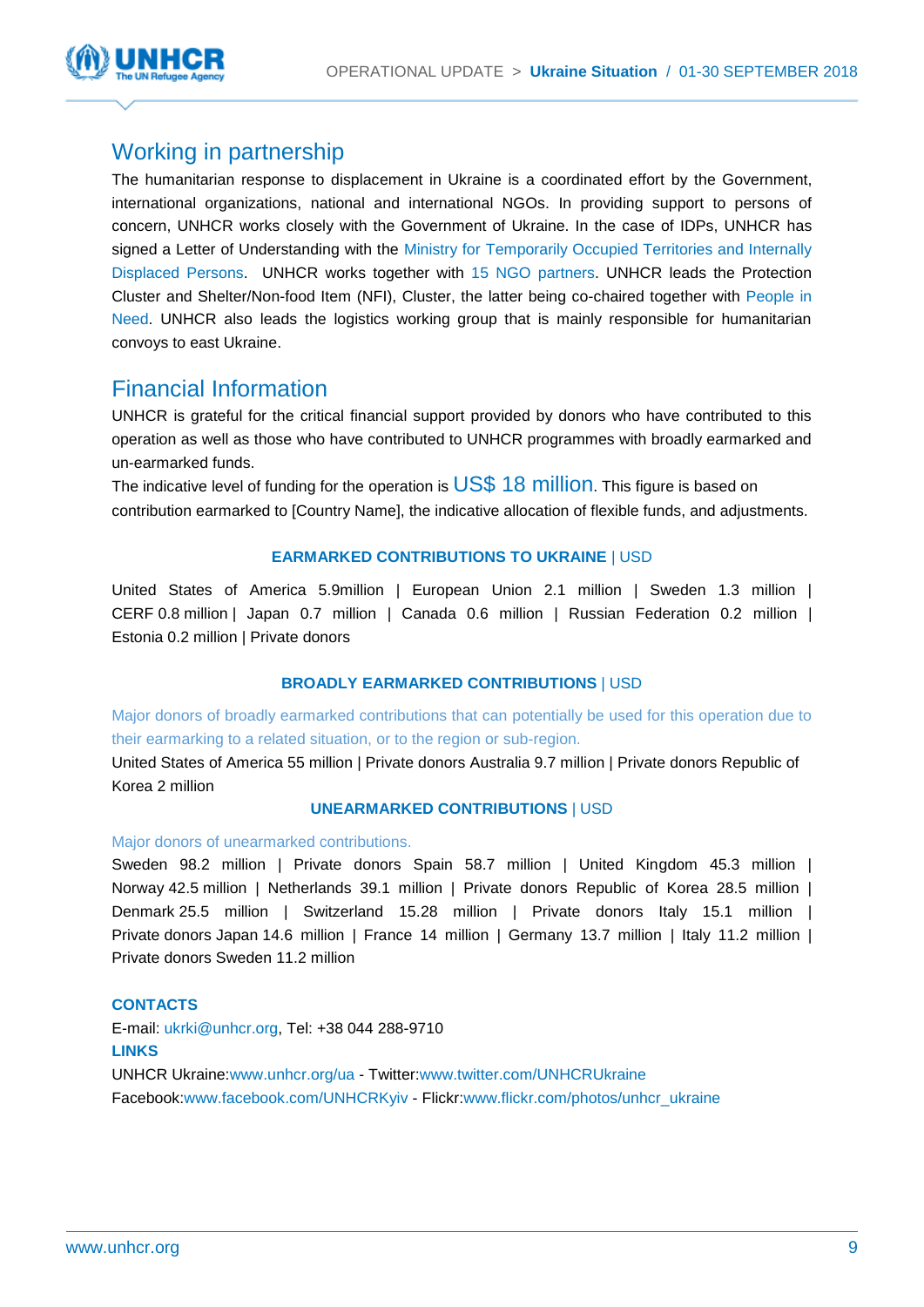## Working in partnership

The humanitarian response to displacement in Ukraine is a coordinated effort by the Government, international organizations, national and international NGOs. In providing support to persons of concern, UNHCR works closely with the Government of Ukraine. In the case of IDPs, UNHCR has signed a Letter of Understanding with the Ministry for Temporarily Occupied Territories and Internally Displaced Persons. UNHCR works together with 15 NGO partners. UNHCR leads the Protection Cluster and Shelter/Non-food Item (NFI), Cluster, the latter being co-chaired together with People in Need. UNHCR also leads the logistics working group that is mainly responsible for humanitarian convoys to east Ukraine.

## Financial Information

UNHCR is grateful for the critical financial support provided by donors who have contributed to this operation as well as those who have contributed to UNHCR programmes with broadly earmarked and un-earmarked funds.

The indicative level of funding for the operation is US$ 18 million. This figure is based on contribution earmarked to [Country Name], the indicative allocation of flexible funds, and adjustments.

**EARMARKED CONTRIBUTIONS TO UKRAINE** | USD

United States of America 5.9million | European Union 2.1 million | Sweden 1.3 million | CERF 0.8 million | Japan 0.7 million | Canada 0.6 million | Russian Federation 0.2 million | Estonia 0.2 million | Private donors

**BROADLY EARMARKED CONTRIBUTIONS** | USD

Major donors of broadly earmarked contributions that can potentially be used for this operation due to their earmarking to a related situation, or to the region or sub-region.

United States of America 55 million | Private donors Australia 9.7 million | Private donors Republic of Korea 2 million

**UNEARMARKED CONTRIBUTIONS** | USD

Major donors of unearmarked contributions.

Sweden 98.2 million | Private donors Spain 58.7 million | United Kingdom 45.3 million | Norway 42.5 million | Netherlands 39.1 million | Private donors Republic of Korea 28.5 million | Denmark 25.5 million | Switzerland 15.28 million | Private donors Italy 15.1 million | Private donors Japan 14.6 million | France 14 million | Germany 13.7 million | Italy 11.2 million | Private donors Sweden 11.2 million

**CONTACTS**

E-mail: ukrki@unhcr.org, Tel: +38 044 288-9710

**LINKS**

UNHCR Ukraine:www.unhcr.org/ua - Twitter:www.twitter.com/UNHCRUkraine
Facebook:www.facebook.com/UNHCRKyiv - Flickr:www.flickr.com/photos/unhcr_ukraine